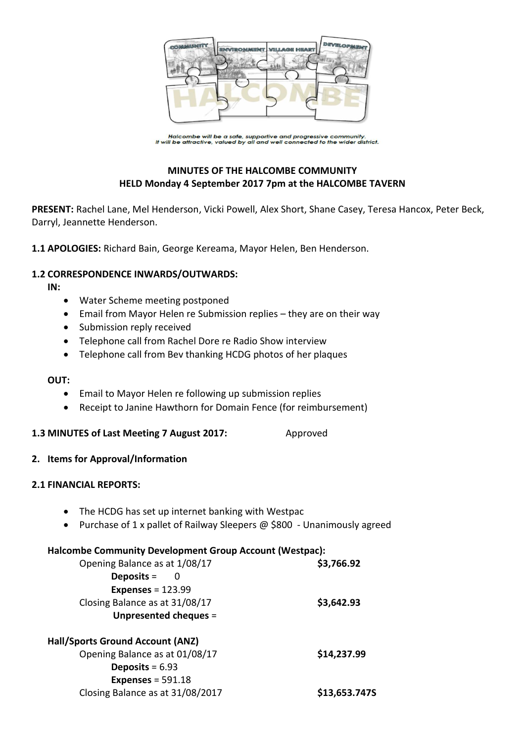Halcombe will be a safe, supportive and progressive community.
It will be attractive, valued by all and well connected to the wider district.

**MINUTES OF THE HALCOMBE COMMUNITY**
**HELD Monday 4 September 2017 7pm at the HALCOMBE TAVERN**

**PRESENT:** Rachel Lane, Mel Henderson, Vicki Powell, Alex Short, Shane Casey, Teresa Hancox, Peter Beck, Darryl, Jeannette Henderson.

**1.1 APOLOGIES:** Richard Bain, George Kereama, Mayor Helen, Ben Henderson.

**1.2 CORRESPONDENCE INWARDS/OUTWARDS:**

**IN:**

- Water Scheme meeting postponed
- Email from Mayor Helen re Submission replies – they are on their way
- Submission reply received
- Telephone call from Rachel Dore re Radio Show interview
- Telephone call from Bev thanking HCDG photos of her plaques

**OUT:**

- Email to Mayor Helen re following up submission replies
- Receipt to Janine Hawthorn for Domain Fence (for reimbursement)

**1.3 MINUTES of Last Meeting 7 August 2017:** Approved

**2. Items for Approval/Information**

**2.1 FINANCIAL REPORTS:**

- The HCDG has set up internet banking with Westpac
- Purchase of 1 x pallet of Railway Sleepers @ $800 - Unanimously agreed

**Halcombe Community Development Group Account (Westpac):**

| | |
|---|---|
| Opening Balance as at 1/08/17 | **$3,766.92** |
| **Deposits** = 0 | |
| **Expenses** = 123.99 | |
| Closing Balance as at 31/08/17 | **$3,642.93** |
| **Unpresented cheques** = | |

**Hall/Sports Ground Account (ANZ)**

| | |
|---|---|
| Opening Balance as at 01/08/17 | **$14,237.99** |
| **Deposits** = 6.93 | |
| **Expenses** = 591.18 | |
| Closing Balance as at 31/08/2017 | **$13,653.747S** |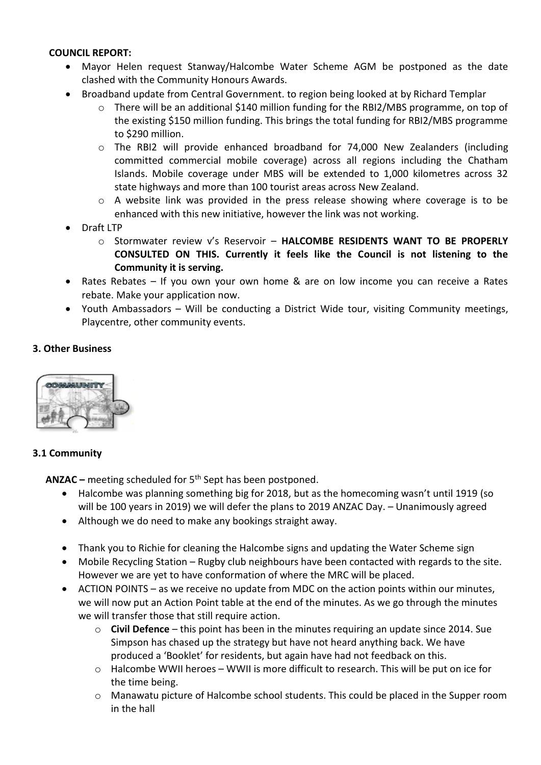**COUNCIL REPORT:**

- Mayor Helen request Stanway/Halcombe Water Scheme AGM be postponed as the date clashed with the Community Honours Awards.
- Broadband update from Central Government. to region being looked at by Richard Templar
  - There will be an additional $140 million funding for the RBI2/MBS programme, on top of the existing $150 million funding. This brings the total funding for RBI2/MBS programme to $290 million.
  - The RBI2 will provide enhanced broadband for 74,000 New Zealanders (including committed commercial mobile coverage) across all regions including the Chatham Islands. Mobile coverage under MBS will be extended to 1,000 kilometres across 32 state highways and more than 100 tourist areas across New Zealand.
  - A website link was provided in the press release showing where coverage is to be enhanced with this new initiative, however the link was not working.
- Draft LTP
  - Stormwater review v's Reservoir – **HALCOMBE RESIDENTS WANT TO BE PROPERLY CONSULTED ON THIS. Currently it feels like the Council is not listening to the Community it is serving.**
- Rates Rebates – If you own your own home & are on low income you can receive a Rates rebate. Make your application now.
- Youth Ambassadors – Will be conducting a District Wide tour, visiting Community meetings, Playcentre, other community events.

## 3. Other Business

### 3.1 Community

**ANZAC –** meeting scheduled for 5th Sept has been postponed.

- Halcombe was planning something big for 2018, but as the homecoming wasn't until 1919 (so will be 100 years in 2019) we will defer the plans to 2019 ANZAC Day. – Unanimously agreed
- Although we do need to make any bookings straight away.

- Thank you to Richie for cleaning the Halcombe signs and updating the Water Scheme sign
- Mobile Recycling Station – Rugby club neighbours have been contacted with regards to the site. However we are yet to have conformation of where the MRC will be placed.
- ACTION POINTS – as we receive no update from MDC on the action points within our minutes, we will now put an Action Point table at the end of the minutes. As we go through the minutes we will transfer those that still require action.
  - **Civil Defence** – this point has been in the minutes requiring an update since 2014. Sue Simpson has chased up the strategy but have not heard anything back. We have produced a 'Booklet' for residents, but again have had not feedback on this.
  - Halcombe WWII heroes – WWII is more difficult to research. This will be put on ice for the time being.
  - Manawatu picture of Halcombe school students. This could be placed in the Supper room in the hall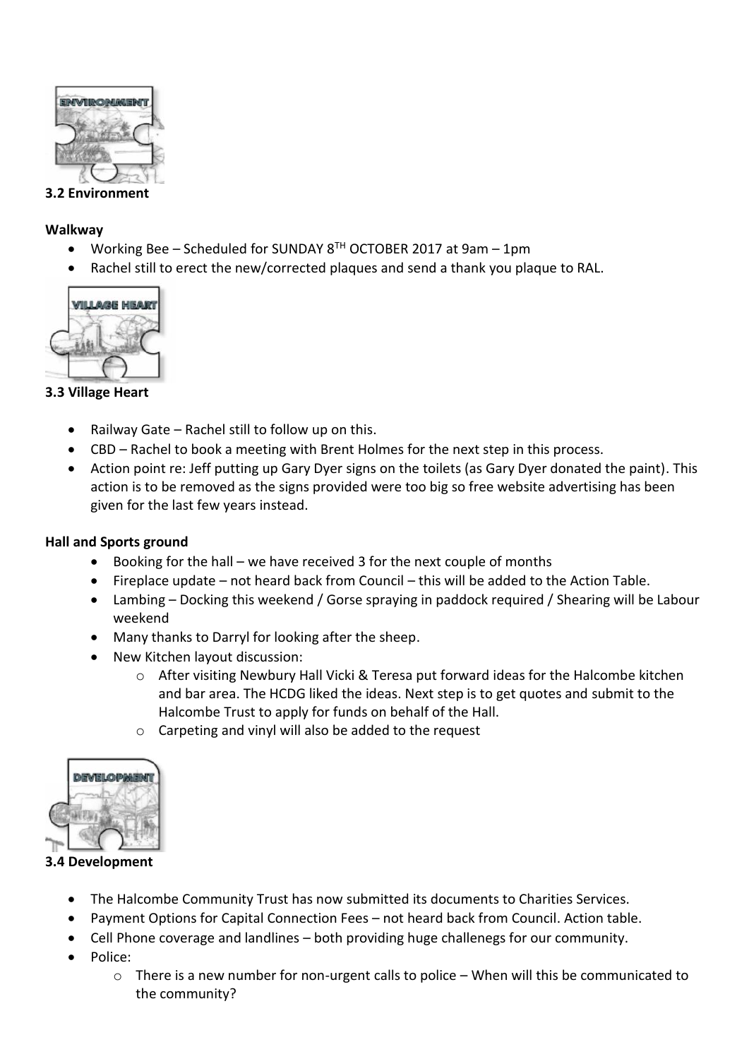### 3.2 Environment

**Walkway**

- Working Bee – Scheduled for SUNDAY 8TH OCTOBER 2017 at 9am – 1pm
- Rachel still to erect the new/corrected plaques and send a thank you plaque to RAL.

### 3.3 Village Heart

- Railway Gate – Rachel still to follow up on this.
- CBD – Rachel to book a meeting with Brent Holmes for the next step in this process.
- Action point re: Jeff putting up Gary Dyer signs on the toilets (as Gary Dyer donated the paint). This action is to be removed as the signs provided were too big so free website advertising has been given for the last few years instead.

**Hall and Sports ground**

- Booking for the hall – we have received 3 for the next couple of months
- Fireplace update – not heard back from Council – this will be added to the Action Table.
- Lambing – Docking this weekend / Gorse spraying in paddock required / Shearing will be Labour weekend
- Many thanks to Darryl for looking after the sheep.
- New Kitchen layout discussion:
  - After visiting Newbury Hall Vicki & Teresa put forward ideas for the Halcombe kitchen and bar area. The HCDG liked the ideas. Next step is to get quotes and submit to the Halcombe Trust to apply for funds on behalf of the Hall.
  - Carpeting and vinyl will also be added to the request

### 3.4 Development

- The Halcombe Community Trust has now submitted its documents to Charities Services.
- Payment Options for Capital Connection Fees – not heard back from Council. Action table.
- Cell Phone coverage and landlines – both providing huge challenegs for our community.
- Police:
  - There is a new number for non-urgent calls to police – When will this be communicated to the community?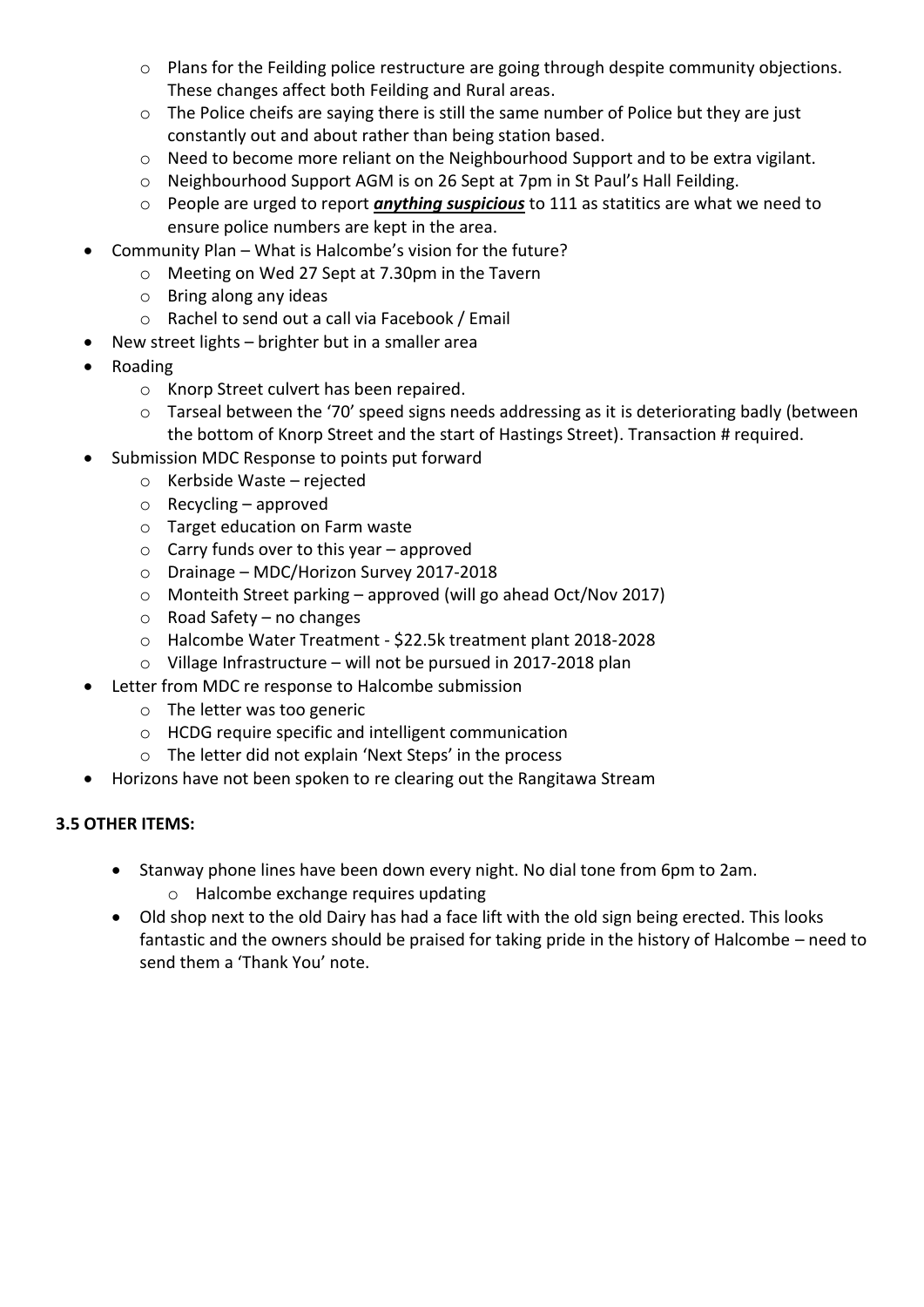- Plans for the Feilding police restructure are going through despite community objections. These changes affect both Feilding and Rural areas.
  - The Police cheifs are saying there is still the same number of Police but they are just constantly out and about rather than being station based.
  - Need to become more reliant on the Neighbourhood Support and to be extra vigilant.
  - Neighbourhood Support AGM is on 26 Sept at 7pm in St Paul's Hall Feilding.
  - People are urged to report ***<u>anything suspicious</u>*** to 111 as statitics are what we need to ensure police numbers are kept in the area.
- Community Plan – What is Halcombe's vision for the future?
  - Meeting on Wed 27 Sept at 7.30pm in the Tavern
  - Bring along any ideas
  - Rachel to send out a call via Facebook / Email
- New street lights – brighter but in a smaller area
- Roading
  - Knorp Street culvert has been repaired.
  - Tarseal between the '70' speed signs needs addressing as it is deteriorating badly (between the bottom of Knorp Street and the start of Hastings Street). Transaction # required.
- Submission MDC Response to points put forward
  - Kerbside Waste – rejected
  - Recycling – approved
  - Target education on Farm waste
  - Carry funds over to this year – approved
  - Drainage – MDC/Horizon Survey 2017-2018
  - Monteith Street parking – approved (will go ahead Oct/Nov 2017)
  - Road Safety – no changes
  - Halcombe Water Treatment - $22.5k treatment plant 2018-2028
  - Village Infrastructure – will not be pursued in 2017-2018 plan
- Letter from MDC re response to Halcombe submission
  - The letter was too generic
  - HCDG require specific and intelligent communication
  - The letter did not explain 'Next Steps' in the process
- Horizons have not been spoken to re clearing out the Rangitawa Stream

**3.5 OTHER ITEMS:**

- Stanway phone lines have been down every night. No dial tone from 6pm to 2am.
  - Halcombe exchange requires updating
- Old shop next to the old Dairy has had a face lift with the old sign being erected. This looks fantastic and the owners should be praised for taking pride in the history of Halcombe – need to send them a 'Thank You' note.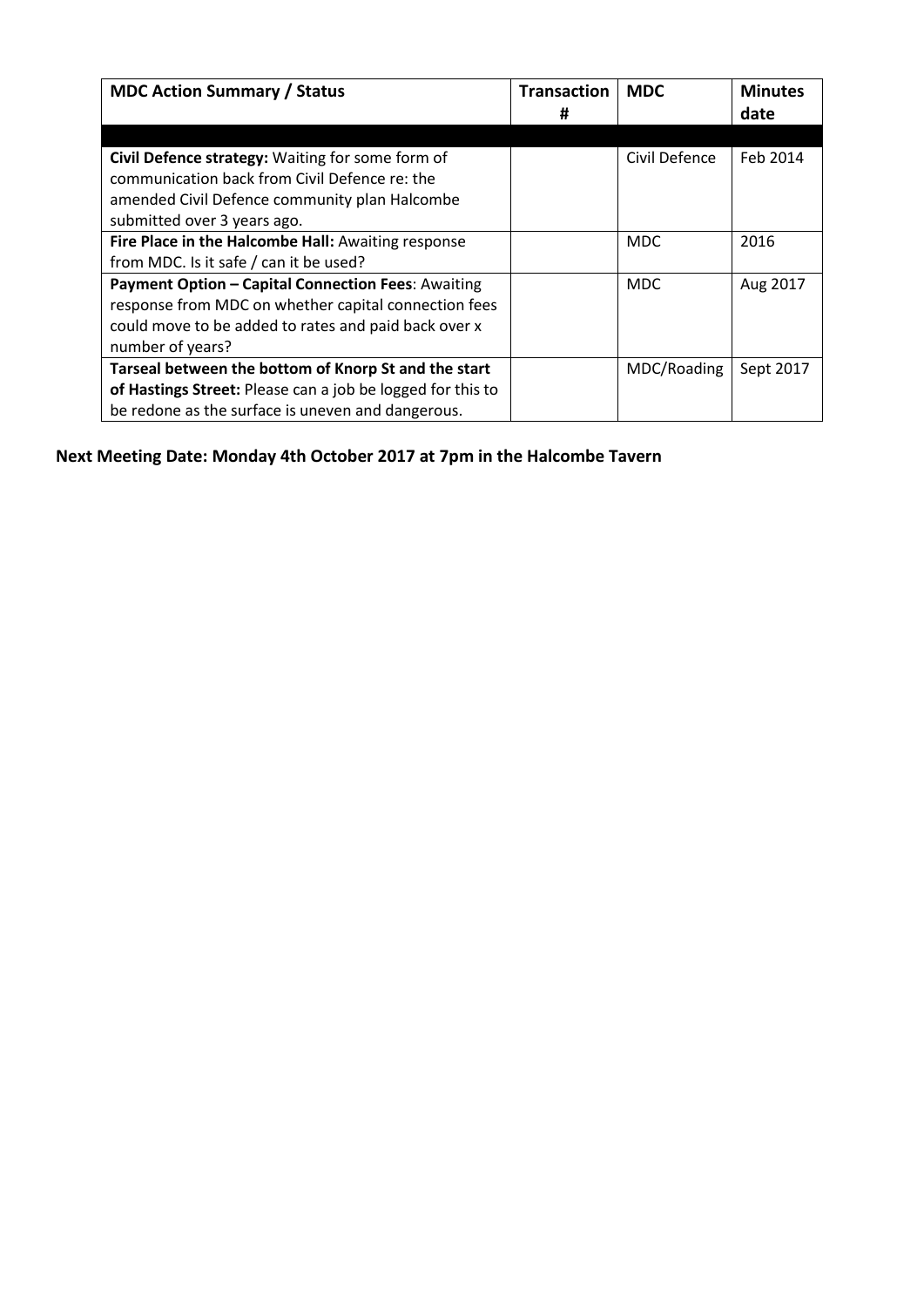| MDC Action Summary / Status | Transaction # | MDC | Minutes date |
|---|---|---|---|
| | | | |
| **Civil Defence strategy:** Waiting for some form of communication back from Civil Defence re: the amended Civil Defence community plan Halcombe submitted over 3 years ago. | | Civil Defence | Feb 2014 |
| **Fire Place in the Halcombe Hall:** Awaiting response from MDC. Is it safe / can it be used? | | MDC | 2016 |
| **Payment Option – Capital Connection Fees**: Awaiting response from MDC on whether capital connection fees could move to be added to rates and paid back over x number of years? | | MDC | Aug 2017 |
| **Tarseal between the bottom of Knorp St and the start of Hastings Street:** Please can a job be logged for this to be redone as the surface is uneven and dangerous. | | MDC/Roading | Sept 2017 |

**Next Meeting Date: Monday 4th October 2017 at 7pm in the Halcombe Tavern**